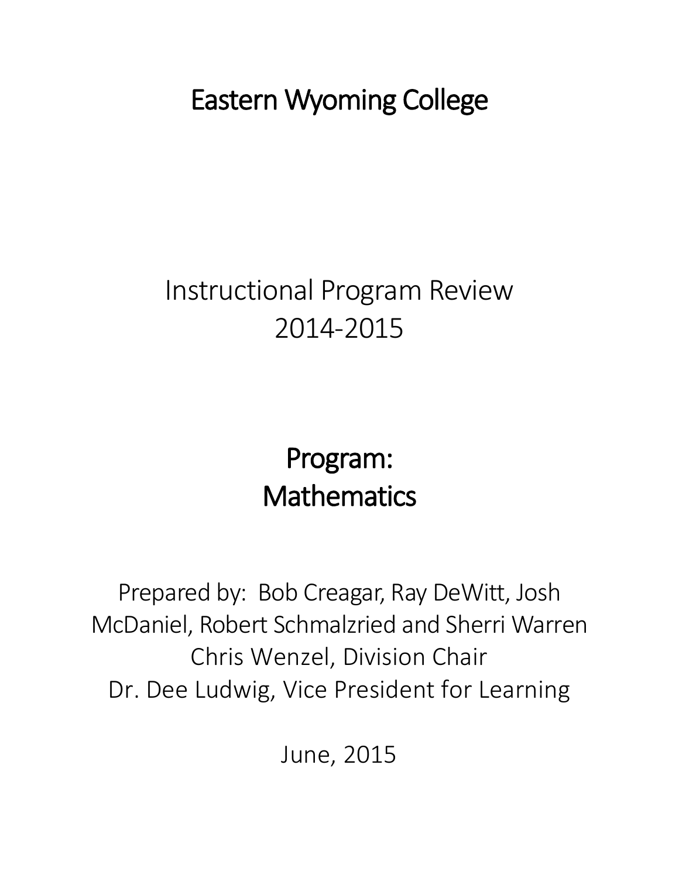# Eastern Wyoming College

Instructional Program Review
2014-2015

## Program:
## Mathematics

Prepared by: Bob Creagar, Ray DeWitt, Josh McDaniel, Robert Schmalzried and Sherri Warren
Chris Wenzel, Division Chair
Dr. Dee Ludwig, Vice President for Learning

June, 2015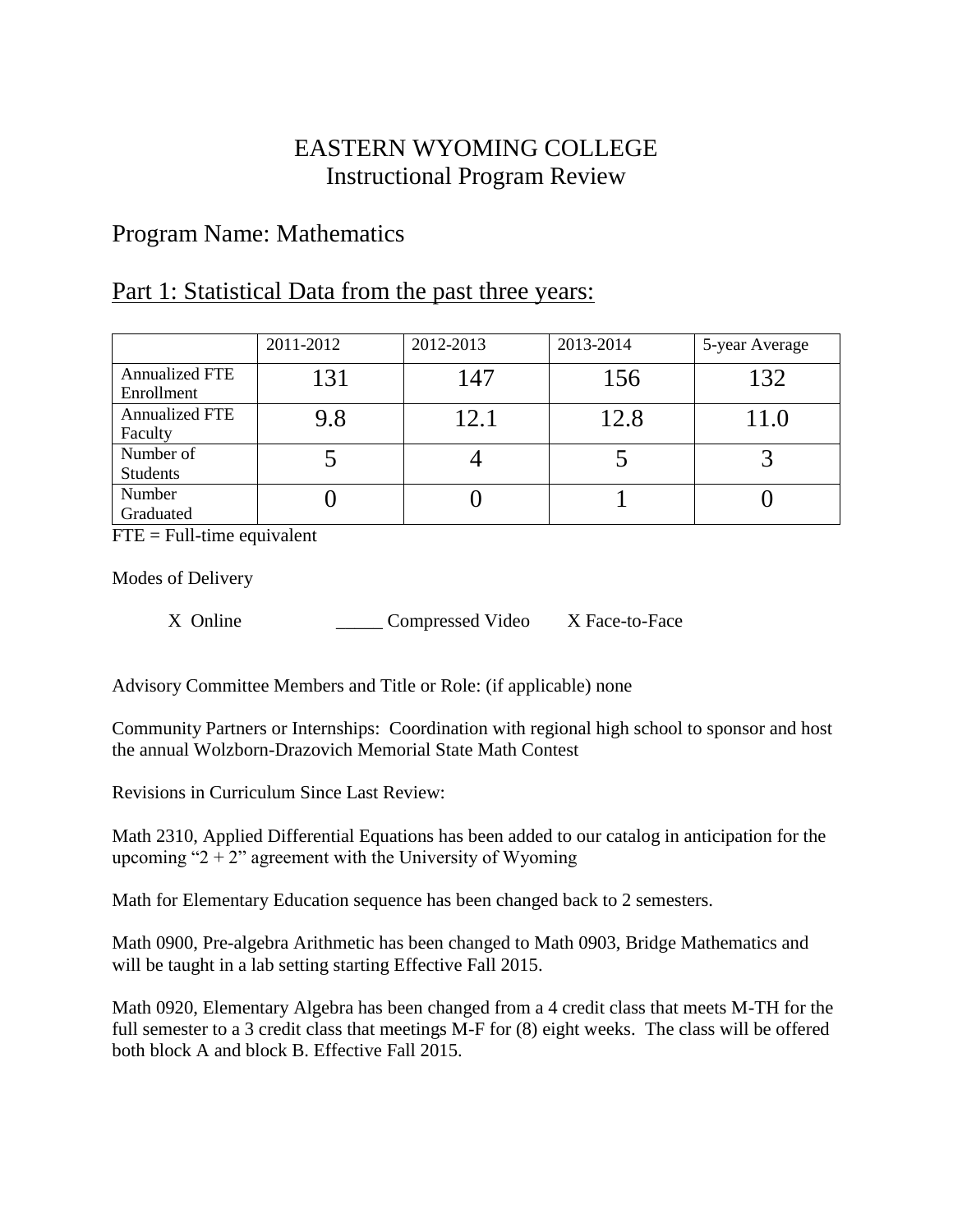# EASTERN WYOMING COLLEGE
## Instructional Program Review

## Program Name: Mathematics

## Part 1: Statistical Data from the past three years:

| | 2011-2012 | 2012-2013 | 2013-2014 | 5-year Average |
|---|---|---|---|---|
| Annualized FTE Enrollment | 131 | 147 | 156 | 132 |
| Annualized FTE Faculty | 9.8 | 12.1 | 12.8 | 11.0 |
| Number of Students | 5 | 4 | 5 | 3 |
| Number Graduated | 0 | 0 | 1 | 0 |

FTE = Full-time equivalent

Modes of Delivery

X Online _____ Compressed Video X Face-to-Face

Advisory Committee Members and Title or Role: (if applicable) none

Community Partners or Internships: Coordination with regional high school to sponsor and host the annual Wolzborn-Drazovich Memorial State Math Contest

Revisions in Curriculum Since Last Review:

Math 2310, Applied Differential Equations has been added to our catalog in anticipation for the upcoming "2 + 2" agreement with the University of Wyoming

Math for Elementary Education sequence has been changed back to 2 semesters.

Math 0900, Pre-algebra Arithmetic has been changed to Math 0903, Bridge Mathematics and will be taught in a lab setting starting Effective Fall 2015.

Math 0920, Elementary Algebra has been changed from a 4 credit class that meets M-TH for the full semester to a 3 credit class that meetings M-F for (8) eight weeks. The class will be offered both block A and block B. Effective Fall 2015.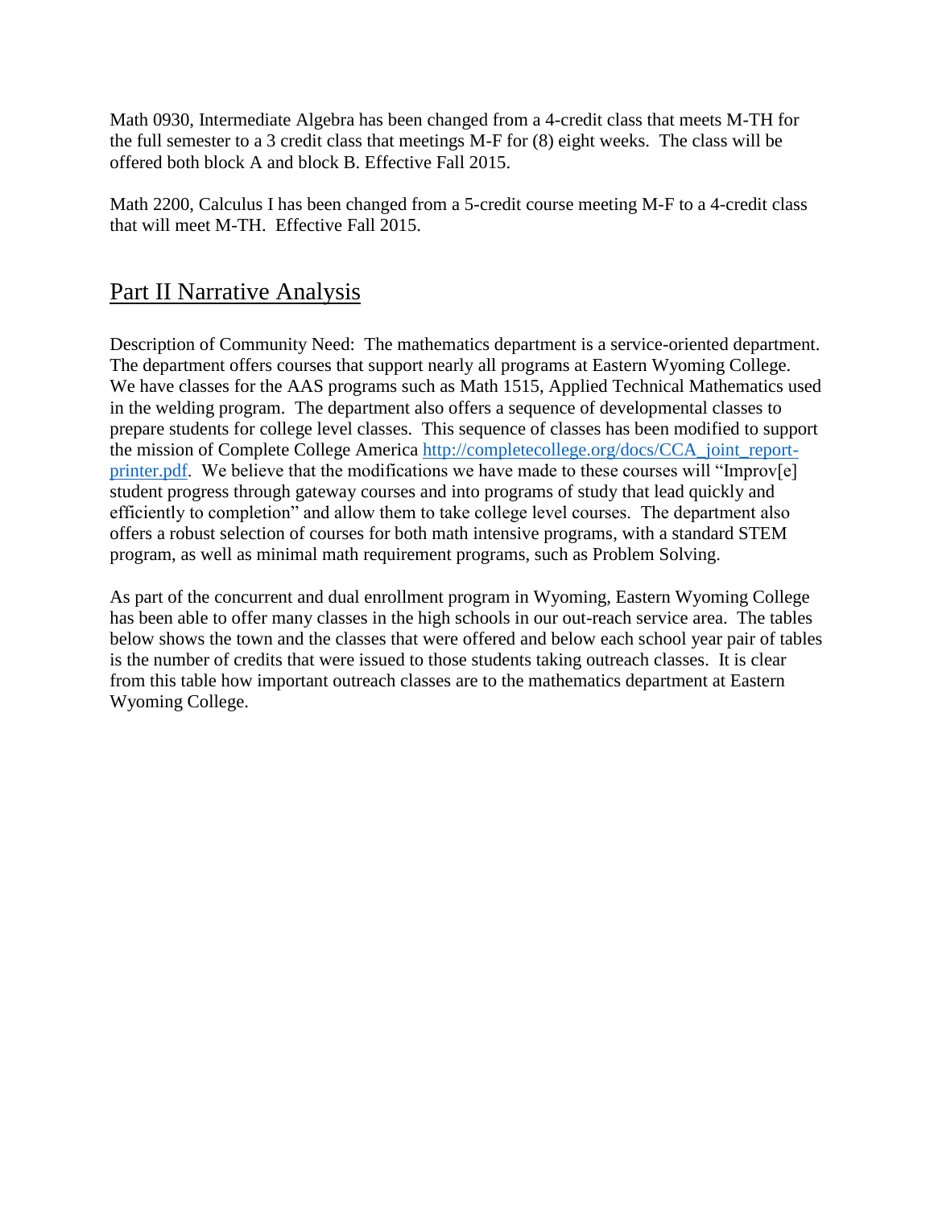Math 0930, Intermediate Algebra has been changed from a 4-credit class that meets M-TH for the full semester to a 3 credit class that meetings M-F for (8) eight weeks. The class will be offered both block A and block B. Effective Fall 2015.

Math 2200, Calculus I has been changed from a 5-credit course meeting M-F to a 4-credit class that will meet M-TH. Effective Fall 2015.

## Part II Narrative Analysis

Description of Community Need: The mathematics department is a service-oriented department. The department offers courses that support nearly all programs at Eastern Wyoming College. We have classes for the AAS programs such as Math 1515, Applied Technical Mathematics used in the welding program. The department also offers a sequence of developmental classes to prepare students for college level classes. This sequence of classes has been modified to support the mission of Complete College America [http://completecollege.org/docs/CCA_joint_report-printer.pdf](http://completecollege.org/docs/CCA_joint_report-printer.pdf). We believe that the modifications we have made to these courses will "Improv[e] student progress through gateway courses and into programs of study that lead quickly and efficiently to completion" and allow them to take college level courses. The department also offers a robust selection of courses for both math intensive programs, with a standard STEM program, as well as minimal math requirement programs, such as Problem Solving.

As part of the concurrent and dual enrollment program in Wyoming, Eastern Wyoming College has been able to offer many classes in the high schools in our out-reach service area. The tables below shows the town and the classes that were offered and below each school year pair of tables is the number of credits that were issued to those students taking outreach classes. It is clear from this table how important outreach classes are to the mathematics department at Eastern Wyoming College.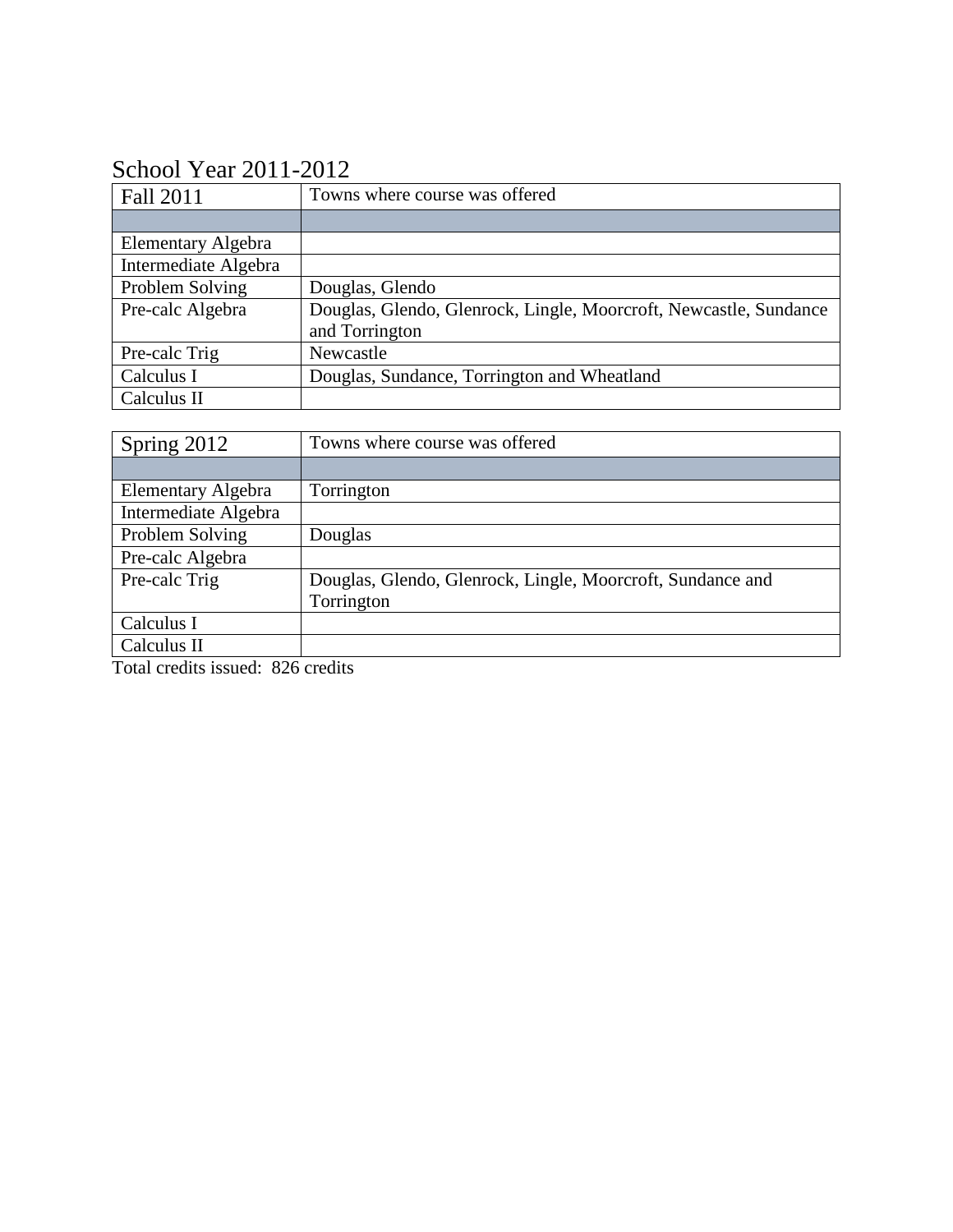# School Year 2011-2012

| Fall 2011 | Towns where course was offered |
|---|---|
| | |
| Elementary Algebra | |
| Intermediate Algebra | |
| Problem Solving | Douglas, Glendo |
| Pre-calc Algebra | Douglas, Glendo, Glenrock, Lingle, Moorcroft, Newcastle, Sundance and Torrington |
| Pre-calc Trig | Newcastle |
| Calculus I | Douglas, Sundance, Torrington and Wheatland |
| Calculus II | |

| Spring 2012 | Towns where course was offered |
|---|---|
| | |
| Elementary Algebra | Torrington |
| Intermediate Algebra | |
| Problem Solving | Douglas |
| Pre-calc Algebra | |
| Pre-calc Trig | Douglas, Glendo, Glenrock, Lingle, Moorcroft, Sundance and Torrington |
| Calculus I | |
| Calculus II | |

Total credits issued: 826 credits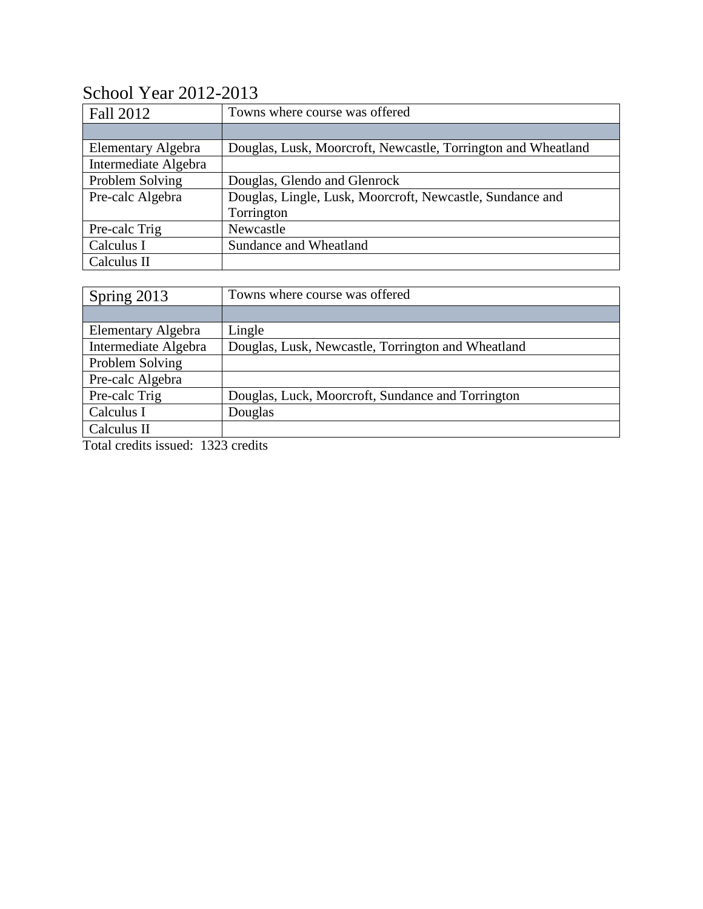# School Year 2012-2013

| Fall 2012 | Towns where course was offered |
|---|---|
| | |
| Elementary Algebra | Douglas, Lusk, Moorcroft, Newcastle, Torrington and Wheatland |
| Intermediate Algebra | |
| Problem Solving | Douglas, Glendo and Glenrock |
| Pre-calc Algebra | Douglas, Lingle, Lusk, Moorcroft, Newcastle, Sundance and Torrington |
| Pre-calc Trig | Newcastle |
| Calculus I | Sundance and Wheatland |
| Calculus II | |

| Spring 2013 | Towns where course was offered |
|---|---|
| | |
| Elementary Algebra | Lingle |
| Intermediate Algebra | Douglas, Lusk, Newcastle, Torrington and Wheatland |
| Problem Solving | |
| Pre-calc Algebra | |
| Pre-calc Trig | Douglas, Luck, Moorcroft, Sundance and Torrington |
| Calculus I | Douglas |
| Calculus II | |

Total credits issued: 1323 credits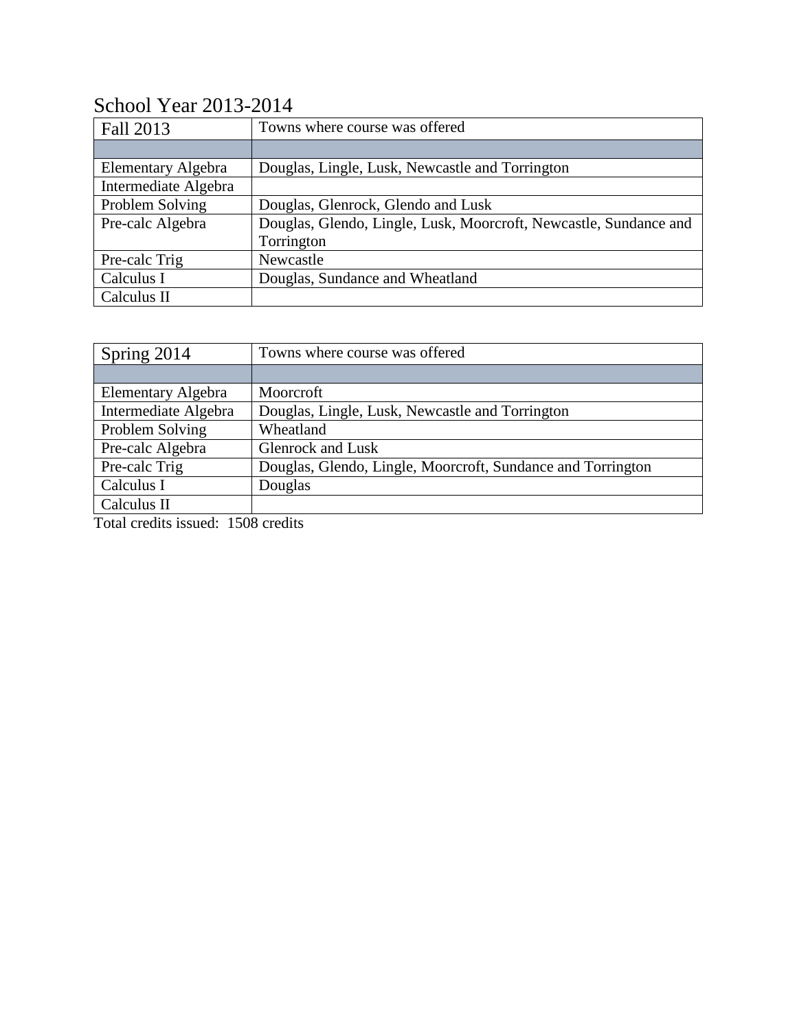# School Year 2013-2014

| Fall 2013 | Towns where course was offered |
|---|---|
| | |
| Elementary Algebra | Douglas, Lingle, Lusk, Newcastle and Torrington |
| Intermediate Algebra | |
| Problem Solving | Douglas, Glenrock, Glendo and Lusk |
| Pre-calc Algebra | Douglas, Glendo, Lingle, Lusk, Moorcroft, Newcastle, Sundance and Torrington |
| Pre-calc Trig | Newcastle |
| Calculus I | Douglas, Sundance and Wheatland |
| Calculus II | |

| Spring 2014 | Towns where course was offered |
|---|---|
| | |
| Elementary Algebra | Moorcroft |
| Intermediate Algebra | Douglas, Lingle, Lusk, Newcastle and Torrington |
| Problem Solving | Wheatland |
| Pre-calc Algebra | Glenrock and Lusk |
| Pre-calc Trig | Douglas, Glendo, Lingle, Moorcroft, Sundance and Torrington |
| Calculus I | Douglas |
| Calculus II | |

Total credits issued: 1508 credits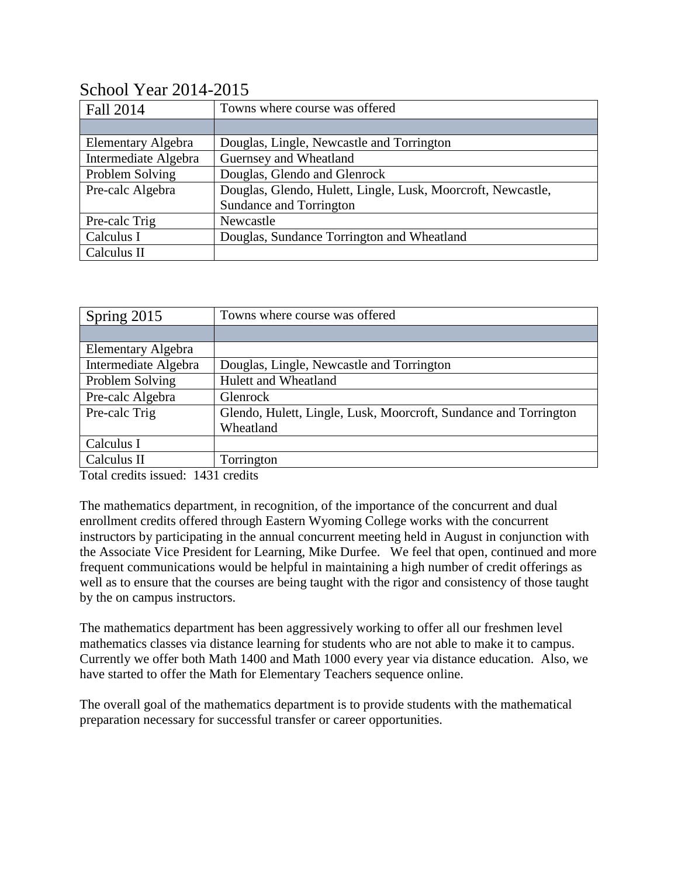## School Year 2014-2015

| Fall 2014 | Towns where course was offered |
|---|---|
| | |
| Elementary Algebra | Douglas, Lingle, Newcastle and Torrington |
| Intermediate Algebra | Guernsey and Wheatland |
| Problem Solving | Douglas, Glendo and Glenrock |
| Pre-calc Algebra | Douglas, Glendo, Hulett, Lingle, Lusk, Moorcroft, Newcastle, Sundance and Torrington |
| Pre-calc Trig | Newcastle |
| Calculus I | Douglas, Sundance Torrington and Wheatland |
| Calculus II | |

| Spring 2015 | Towns where course was offered |
|---|---|
| | |
| Elementary Algebra | |
| Intermediate Algebra | Douglas, Lingle, Newcastle and Torrington |
| Problem Solving | Hulett and Wheatland |
| Pre-calc Algebra | Glenrock |
| Pre-calc Trig | Glendo, Hulett, Lingle, Lusk, Moorcroft, Sundance and Torrington Wheatland |
| Calculus I | |
| Calculus II | Torrington |

Total credits issued: 1431 credits

The mathematics department, in recognition, of the importance of the concurrent and dual enrollment credits offered through Eastern Wyoming College works with the concurrent instructors by participating in the annual concurrent meeting held in August in conjunction with the Associate Vice President for Learning, Mike Durfee. We feel that open, continued and more frequent communications would be helpful in maintaining a high number of credit offerings as well as to ensure that the courses are being taught with the rigor and consistency of those taught by the on campus instructors.

The mathematics department has been aggressively working to offer all our freshmen level mathematics classes via distance learning for students who are not able to make it to campus. Currently we offer both Math 1400 and Math 1000 every year via distance education. Also, we have started to offer the Math for Elementary Teachers sequence online.

The overall goal of the mathematics department is to provide students with the mathematical preparation necessary for successful transfer or career opportunities.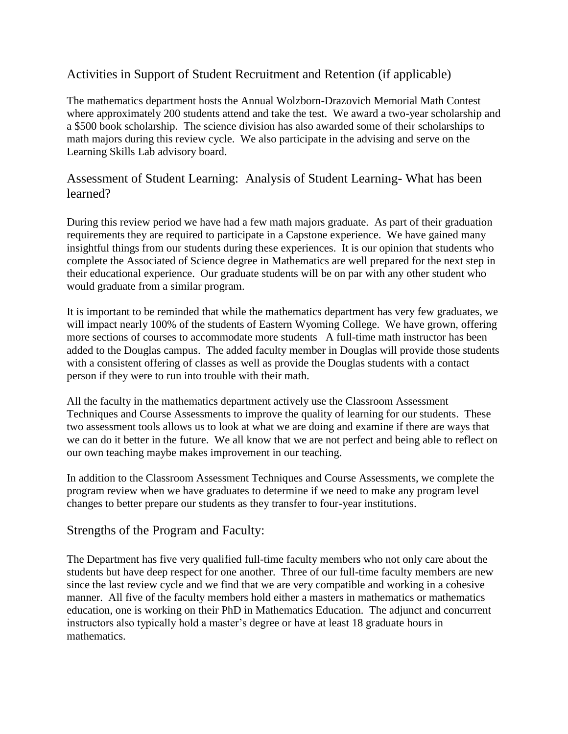## Activities in Support of Student Recruitment and Retention (if applicable)

The mathematics department hosts the Annual Wolzborn-Drazovich Memorial Math Contest where approximately 200 students attend and take the test. We award a two-year scholarship and a $500 book scholarship. The science division has also awarded some of their scholarships to math majors during this review cycle. We also participate in the advising and serve on the Learning Skills Lab advisory board.

## Assessment of Student Learning: Analysis of Student Learning- What has been learned?

During this review period we have had a few math majors graduate. As part of their graduation requirements they are required to participate in a Capstone experience. We have gained many insightful things from our students during these experiences. It is our opinion that students who complete the Associated of Science degree in Mathematics are well prepared for the next step in their educational experience. Our graduate students will be on par with any other student who would graduate from a similar program.

It is important to be reminded that while the mathematics department has very few graduates, we will impact nearly 100% of the students of Eastern Wyoming College. We have grown, offering more sections of courses to accommodate more students A full-time math instructor has been added to the Douglas campus. The added faculty member in Douglas will provide those students with a consistent offering of classes as well as provide the Douglas students with a contact person if they were to run into trouble with their math.

All the faculty in the mathematics department actively use the Classroom Assessment Techniques and Course Assessments to improve the quality of learning for our students. These two assessment tools allows us to look at what we are doing and examine if there are ways that we can do it better in the future. We all know that we are not perfect and being able to reflect on our own teaching maybe makes improvement in our teaching.

In addition to the Classroom Assessment Techniques and Course Assessments, we complete the program review when we have graduates to determine if we need to make any program level changes to better prepare our students as they transfer to four-year institutions.

## Strengths of the Program and Faculty:

The Department has five very qualified full-time faculty members who not only care about the students but have deep respect for one another. Three of our full-time faculty members are new since the last review cycle and we find that we are very compatible and working in a cohesive manner. All five of the faculty members hold either a masters in mathematics or mathematics education, one is working on their PhD in Mathematics Education. The adjunct and concurrent instructors also typically hold a master's degree or have at least 18 graduate hours in mathematics.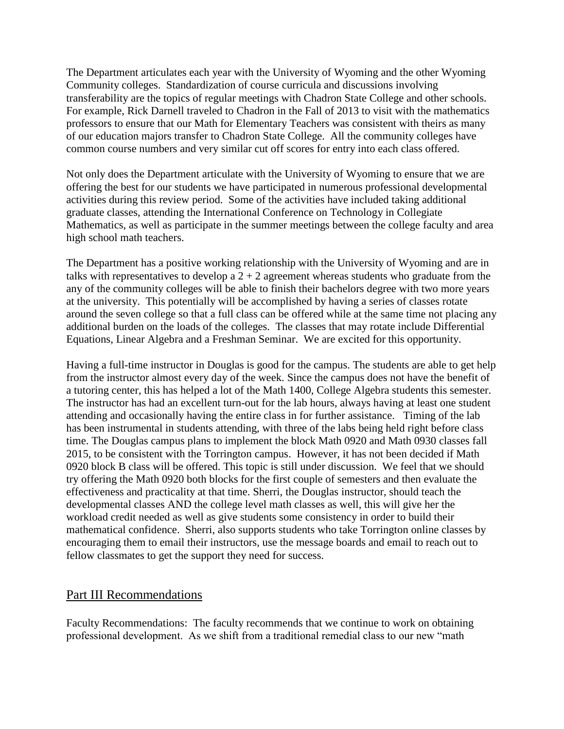The Department articulates each year with the University of Wyoming and the other Wyoming Community colleges. Standardization of course curricula and discussions involving transferability are the topics of regular meetings with Chadron State College and other schools. For example, Rick Darnell traveled to Chadron in the Fall of 2013 to visit with the mathematics professors to ensure that our Math for Elementary Teachers was consistent with theirs as many of our education majors transfer to Chadron State College. All the community colleges have common course numbers and very similar cut off scores for entry into each class offered.

Not only does the Department articulate with the University of Wyoming to ensure that we are offering the best for our students we have participated in numerous professional developmental activities during this review period. Some of the activities have included taking additional graduate classes, attending the International Conference on Technology in Collegiate Mathematics, as well as participate in the summer meetings between the college faculty and area high school math teachers.

The Department has a positive working relationship with the University of Wyoming and are in talks with representatives to develop a 2 + 2 agreement whereas students who graduate from the any of the community colleges will be able to finish their bachelors degree with two more years at the university. This potentially will be accomplished by having a series of classes rotate around the seven college so that a full class can be offered while at the same time not placing any additional burden on the loads of the colleges. The classes that may rotate include Differential Equations, Linear Algebra and a Freshman Seminar. We are excited for this opportunity.

Having a full-time instructor in Douglas is good for the campus. The students are able to get help from the instructor almost every day of the week. Since the campus does not have the benefit of a tutoring center, this has helped a lot of the Math 1400, College Algebra students this semester. The instructor has had an excellent turn-out for the lab hours, always having at least one student attending and occasionally having the entire class in for further assistance. Timing of the lab has been instrumental in students attending, with three of the labs being held right before class time. The Douglas campus plans to implement the block Math 0920 and Math 0930 classes fall 2015, to be consistent with the Torrington campus. However, it has not been decided if Math 0920 block B class will be offered. This topic is still under discussion. We feel that we should try offering the Math 0920 both blocks for the first couple of semesters and then evaluate the effectiveness and practicality at that time. Sherri, the Douglas instructor, should teach the developmental classes AND the college level math classes as well, this will give her the workload credit needed as well as give students some consistency in order to build their mathematical confidence. Sherri, also supports students who take Torrington online classes by encouraging them to email their instructors, use the message boards and email to reach out to fellow classmates to get the support they need for success.

## Part III Recommendations

Faculty Recommendations: The faculty recommends that we continue to work on obtaining professional development. As we shift from a traditional remedial class to our new "math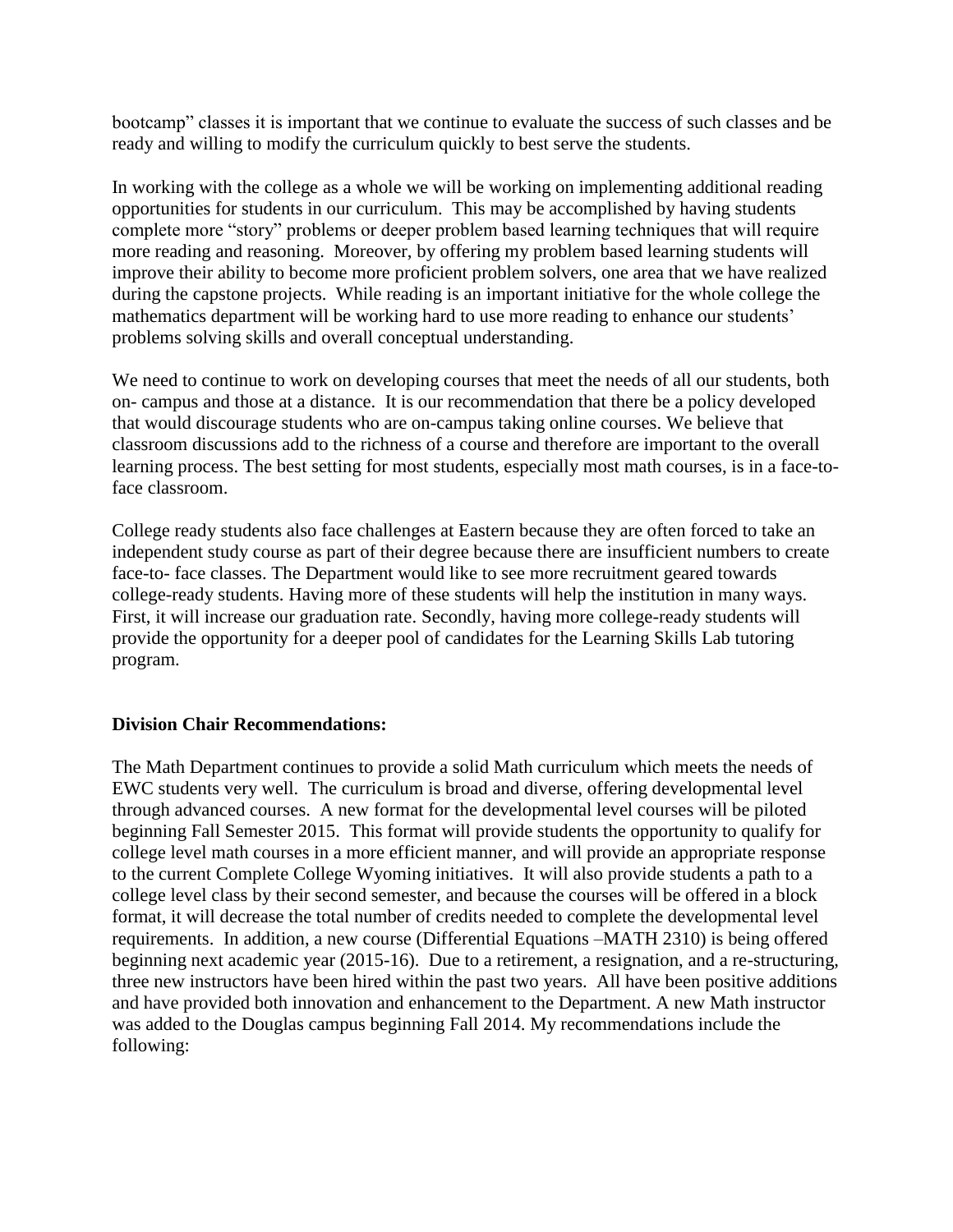bootcamp" classes it is important that we continue to evaluate the success of such classes and be ready and willing to modify the curriculum quickly to best serve the students.

In working with the college as a whole we will be working on implementing additional reading opportunities for students in our curriculum. This may be accomplished by having students complete more "story" problems or deeper problem based learning techniques that will require more reading and reasoning. Moreover, by offering my problem based learning students will improve their ability to become more proficient problem solvers, one area that we have realized during the capstone projects. While reading is an important initiative for the whole college the mathematics department will be working hard to use more reading to enhance our students' problems solving skills and overall conceptual understanding.

We need to continue to work on developing courses that meet the needs of all our students, both on- campus and those at a distance. It is our recommendation that there be a policy developed that would discourage students who are on-campus taking online courses. We believe that classroom discussions add to the richness of a course and therefore are important to the overall learning process. The best setting for most students, especially most math courses, is in a face-to-face classroom.

College ready students also face challenges at Eastern because they are often forced to take an independent study course as part of their degree because there are insufficient numbers to create face-to- face classes. The Department would like to see more recruitment geared towards college-ready students. Having more of these students will help the institution in many ways. First, it will increase our graduation rate. Secondly, having more college-ready students will provide the opportunity for a deeper pool of candidates for the Learning Skills Lab tutoring program.

**Division Chair Recommendations:**

The Math Department continues to provide a solid Math curriculum which meets the needs of EWC students very well. The curriculum is broad and diverse, offering developmental level through advanced courses. A new format for the developmental level courses will be piloted beginning Fall Semester 2015. This format will provide students the opportunity to qualify for college level math courses in a more efficient manner, and will provide an appropriate response to the current Complete College Wyoming initiatives. It will also provide students a path to a college level class by their second semester, and because the courses will be offered in a block format, it will decrease the total number of credits needed to complete the developmental level requirements. In addition, a new course (Differential Equations –MATH 2310) is being offered beginning next academic year (2015-16). Due to a retirement, a resignation, and a re-structuring, three new instructors have been hired within the past two years. All have been positive additions and have provided both innovation and enhancement to the Department. A new Math instructor was added to the Douglas campus beginning Fall 2014. My recommendations include the following: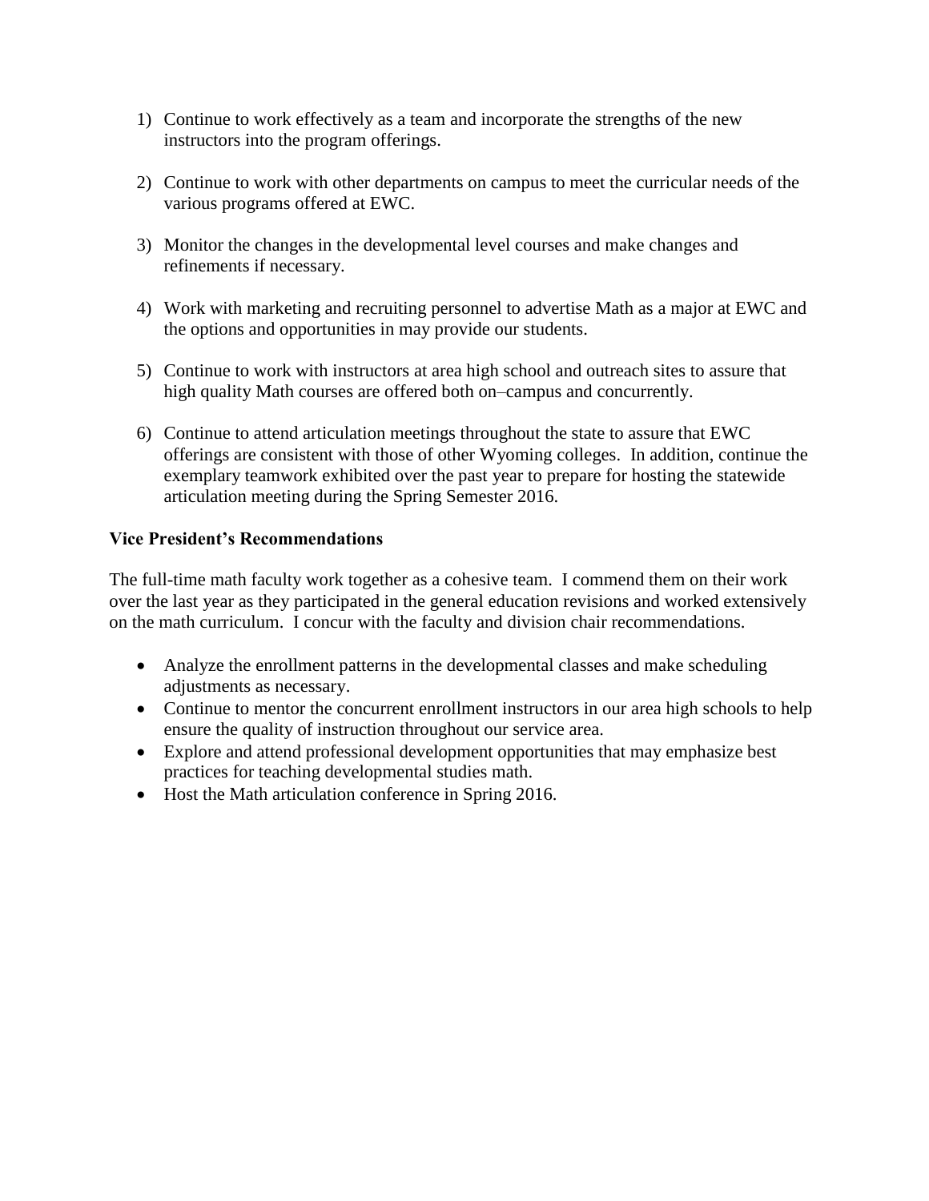1) Continue to work effectively as a team and incorporate the strengths of the new instructors into the program offerings.

2) Continue to work with other departments on campus to meet the curricular needs of the various programs offered at EWC.

3) Monitor the changes in the developmental level courses and make changes and refinements if necessary.

4) Work with marketing and recruiting personnel to advertise Math as a major at EWC and the options and opportunities in may provide our students.

5) Continue to work with instructors at area high school and outreach sites to assure that high quality Math courses are offered both on–campus and concurrently.

6) Continue to attend articulation meetings throughout the state to assure that EWC offerings are consistent with those of other Wyoming colleges. In addition, continue the exemplary teamwork exhibited over the past year to prepare for hosting the statewide articulation meeting during the Spring Semester 2016.

**Vice President's Recommendations**

The full-time math faculty work together as a cohesive team. I commend them on their work over the last year as they participated in the general education revisions and worked extensively on the math curriculum. I concur with the faculty and division chair recommendations.

- Analyze the enrollment patterns in the developmental classes and make scheduling adjustments as necessary.
- Continue to mentor the concurrent enrollment instructors in our area high schools to help ensure the quality of instruction throughout our service area.
- Explore and attend professional development opportunities that may emphasize best practices for teaching developmental studies math.
- Host the Math articulation conference in Spring 2016.